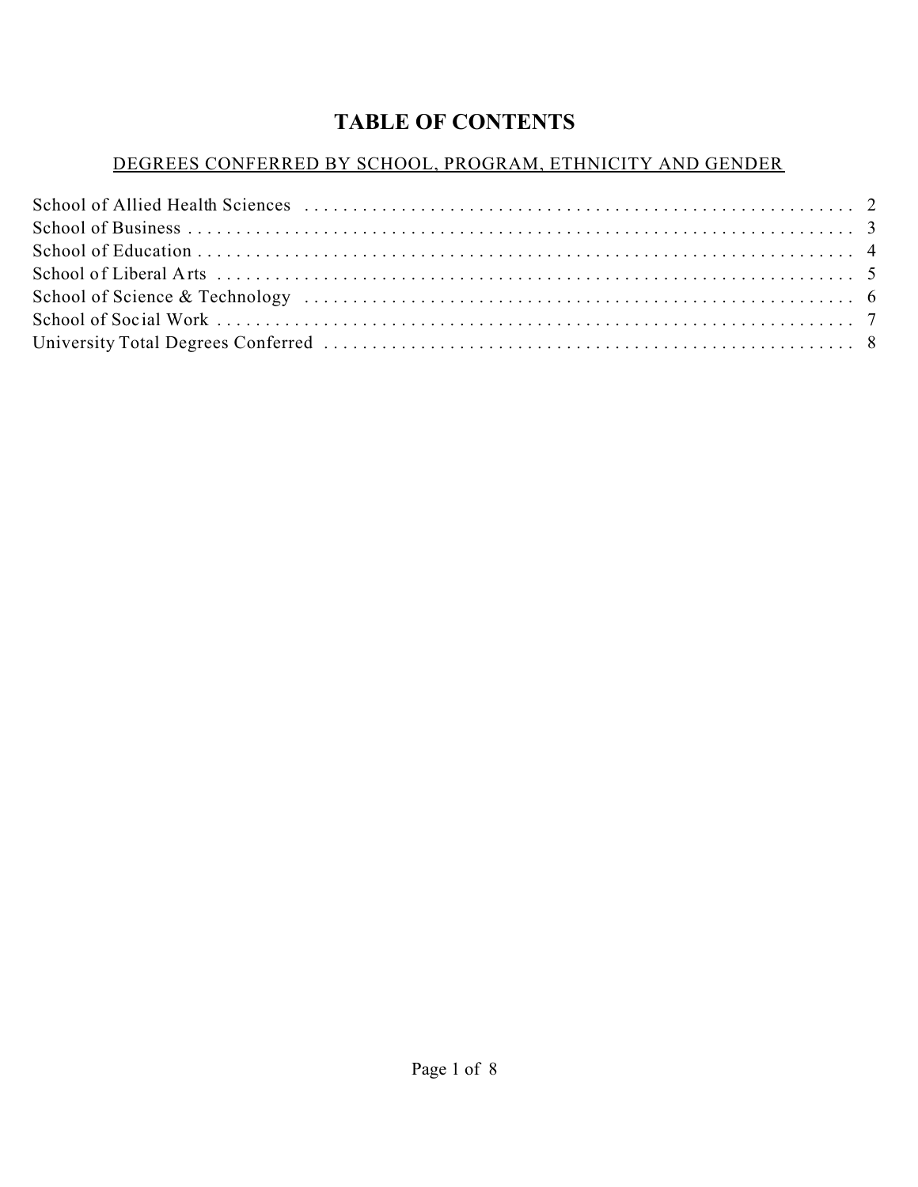# TABLE OF CONTENTS

## DEGREES CONFERRED BY SCHOOL, PROGRAM, ETHNICITY AND GENDER

School of Allied Health Sciences . . . . . . . . . . . . . . . . . . . . . . . . . . . . . . . . . . . . . . . . . . . . . . . . . . . . . . . . 2
School of Business . . . . . . . . . . . . . . . . . . . . . . . . . . . . . . . . . . . . . . . . . . . . . . . . . . . . . . . . . . . . . . . . 3
School of Education . . . . . . . . . . . . . . . . . . . . . . . . . . . . . . . . . . . . . . . . . . . . . . . . . . . . . . . . . . . . . . . 4
School of Liberal Arts . . . . . . . . . . . . . . . . . . . . . . . . . . . . . . . . . . . . . . . . . . . . . . . . . . . . . . . . . . . . . . 5
School of Science & Technology . . . . . . . . . . . . . . . . . . . . . . . . . . . . . . . . . . . . . . . . . . . . . . . . . . . . . . 6
School of Social Work . . . . . . . . . . . . . . . . . . . . . . . . . . . . . . . . . . . . . . . . . . . . . . . . . . . . . . . . . . . . . . 7
University Total Degrees Conferred . . . . . . . . . . . . . . . . . . . . . . . . . . . . . . . . . . . . . . . . . . . . . . . . . . . 8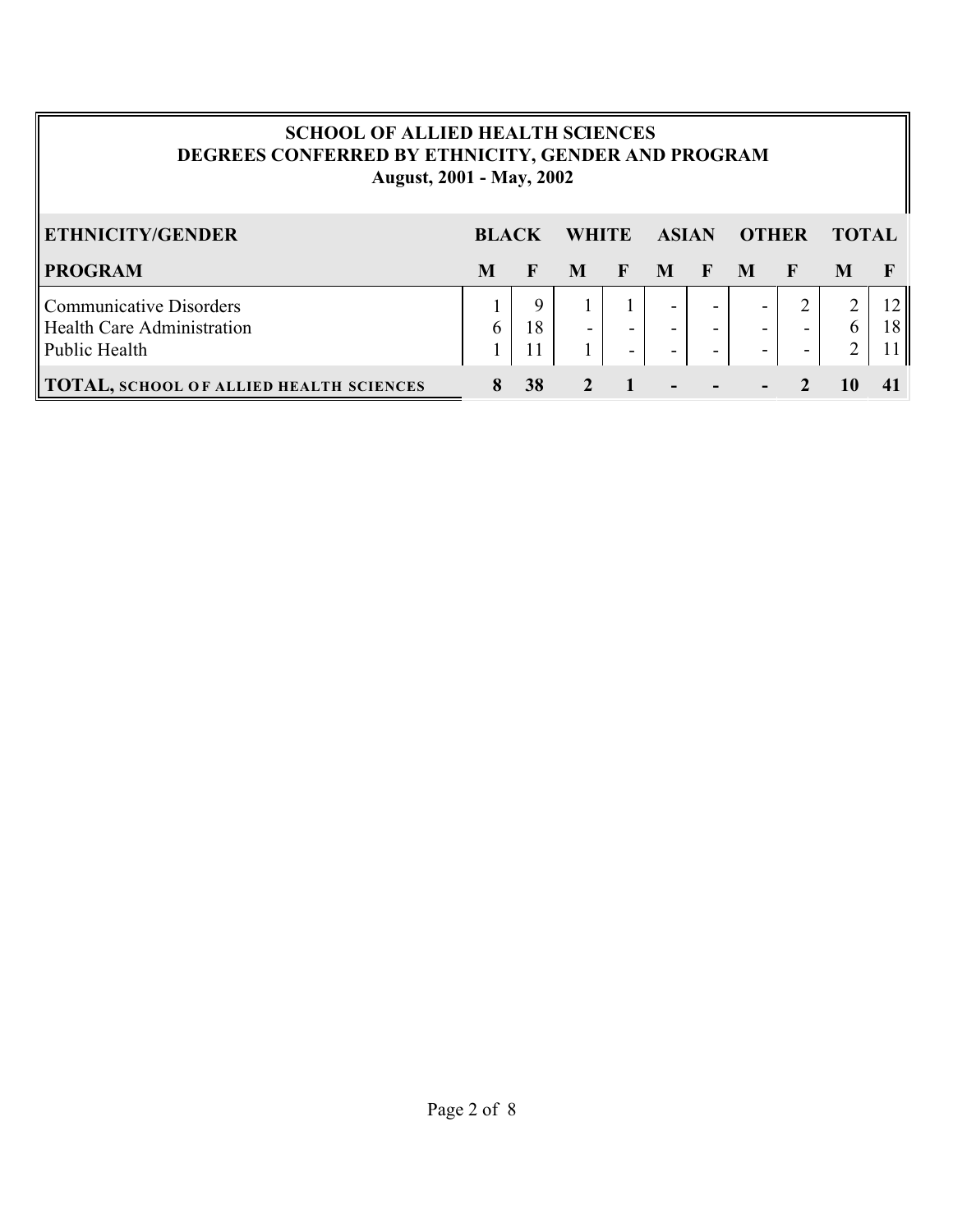**SCHOOL OF ALLIED HEALTH SCIENCES**
**DEGREES CONFERRED BY ETHNICITY, GENDER AND PROGRAM**
**August, 2001 - May, 2002**

| ETHNICITY/GENDER | BLACK | | WHITE | | ASIAN | | OTHER | | TOTAL | |
|---|---|---|---|---|---|---|---|---|---|---|
| PROGRAM | M | F | M | F | M | F | M | F | M | F |
| Communicative Disorders | 1 | 9 | 1 | 1 | - | - | - | 2 | 2 | 12 |
| Health Care Administration | 6 | 18 | - | - | - | - | - | - | 6 | 18 |
| Public Health | 1 | 11 | 1 | - | - | - | - | - | 2 | 11 |
| **TOTAL, SCHOOL OF ALLIED HEALTH SCIENCES** | **8** | **38** | **2** | **1** | **-** | **-** | **-** | **2** | **10** | **41** |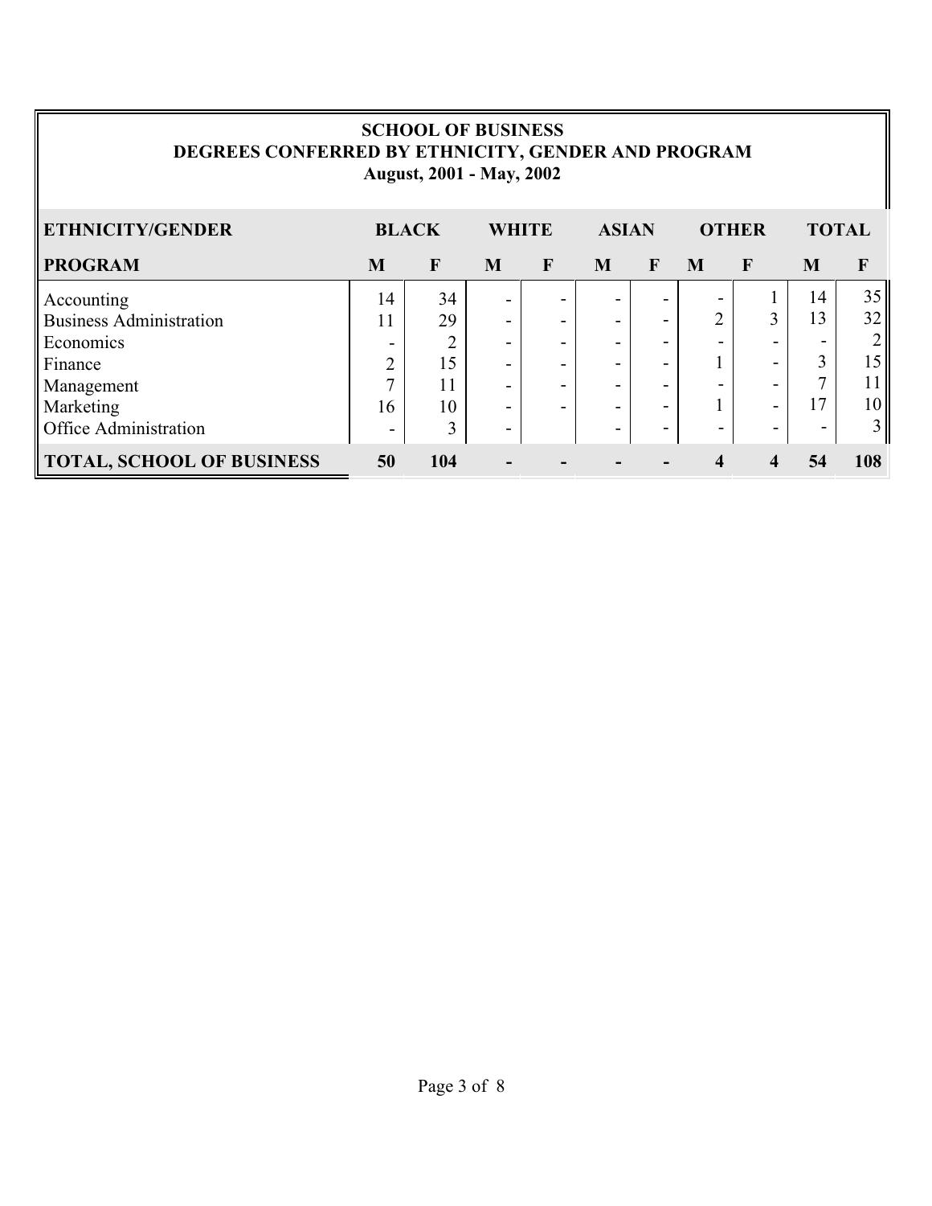# SCHOOL OF BUSINESS
## DEGREES CONFERRED BY ETHNICITY, GENDER AND PROGRAM
### August, 2001 - May, 2002

| ETHNICITY/GENDER | BLACK | | WHITE | | ASIAN | | OTHER | | TOTAL | |
|---|---|---|---|---|---|---|---|---|---|---|
| **PROGRAM** | **M** | **F** | **M** | **F** | **M** | **F** | **M** | **F** | **M** | **F** |
| Accounting | 14 | 34 | - | - | - | - | - | 1 | 14 | 35 |
| Business Administration | 11 | 29 | - | - | - | - | 2 | 3 | 13 | 32 |
| Economics | - | 2 | - | - | - | - | - | - | - | 2 |
| Finance | 2 | 15 | - | - | - | - | 1 | - | 3 | 15 |
| Management | 7 | 11 | - | - | - | - | - | - | 7 | 11 |
| Marketing | 16 | 10 | - | - | - | - | 1 | - | 17 | 10 |
| Office Administration | - | 3 | - | | - | - | - | - | - | 3 |
| **TOTAL, SCHOOL OF BUSINESS** | **50** | **104** | **-** | **-** | **-** | **-** | **4** | **4** | **54** | **108** |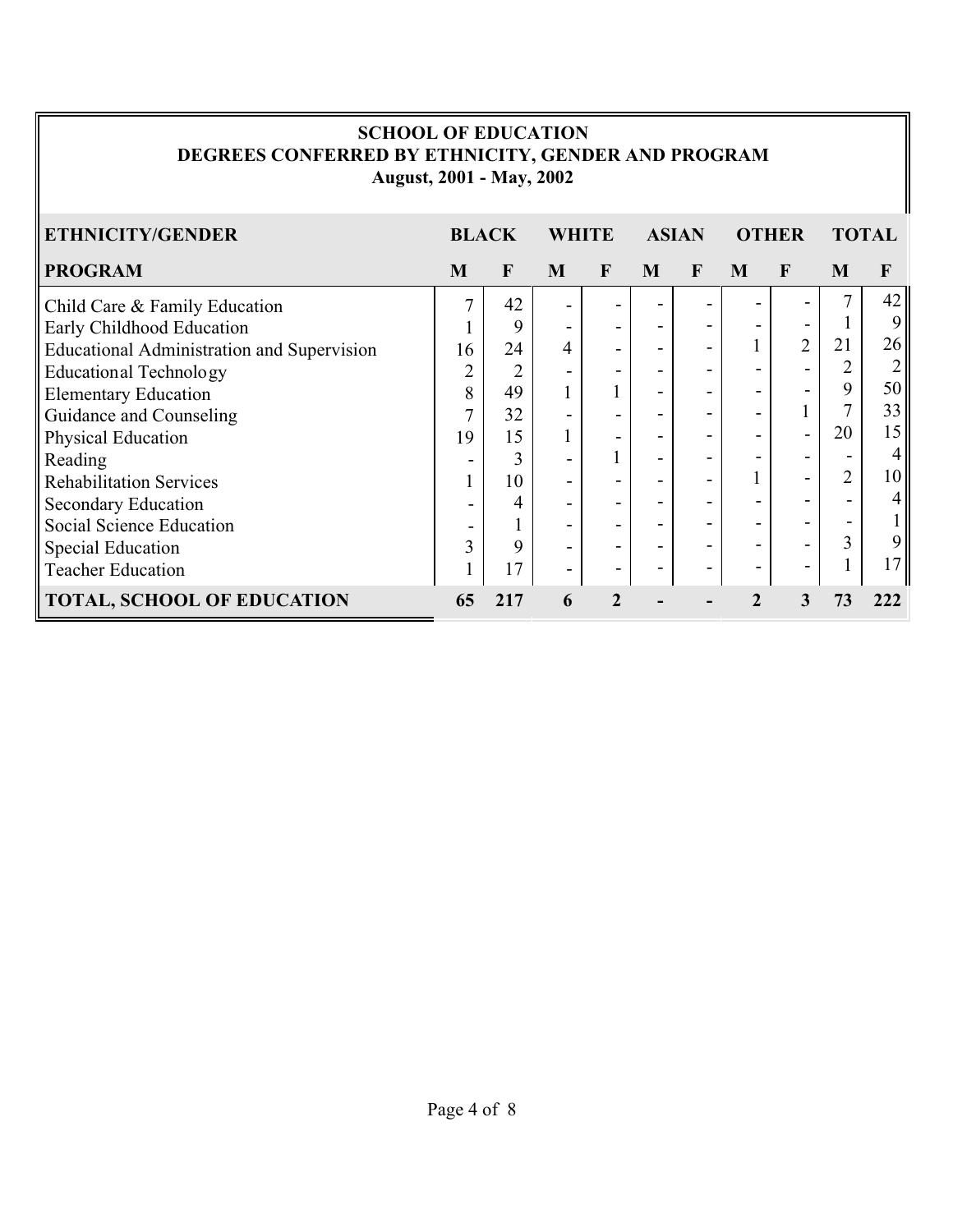**SCHOOL OF EDUCATION**
**DEGREES CONFERRED BY ETHNICITY, GENDER AND PROGRAM**
**August, 2001 - May, 2002**

| ETHNICITY/GENDER | BLACK | | WHITE | | ASIAN | | OTHER | | TOTAL | |
|---|---|---|---|---|---|---|---|---|---|---|
| **PROGRAM** | **M** | **F** | **M** | **F** | **M** | **F** | **M** | **F** | **M** | **F** |
| Child Care & Family Education | 7 | 42 | - | - | - | - | - | - | 7 | 42 |
| Early Childhood Education | 1 | 9 | - | - | - | - | - | - | 1 | 9 |
| Educational Administration and Supervision | 16 | 24 | 4 | - | - | - | 1 | 2 | 21 | 26 |
| Educational Technology | 2 | 2 | - | - | - | - | - | - | 2 | 2 |
| Elementary Education | 8 | 49 | 1 | 1 | - | - | - | - | 9 | 50 |
| Guidance and Counseling | 7 | 32 | - | - | - | - | - | 1 | 7 | 33 |
| Physical Education | 19 | 15 | 1 | - | - | - | - | - | 20 | 15 |
| Reading | - | 3 | - | 1 | - | - | - | - | - | 4 |
| Rehabilitation Services | 1 | 10 | - | - | - | - | 1 | - | 2 | 10 |
| Secondary Education | - | 4 | - | - | - | - | - | - | - | 4 |
| Social Science Education | - | 1 | - | - | - | - | - | - | - | 1 |
| Special Education | 3 | 9 | - | - | - | - | - | - | 3 | 9 |
| Teacher Education | 1 | 17 | - | - | - | - | - | - | 1 | 17 |
| **TOTAL, SCHOOL OF EDUCATION** | **65** | **217** | **6** | **2** | **-** | **-** | **2** | **3** | **73** | **222** |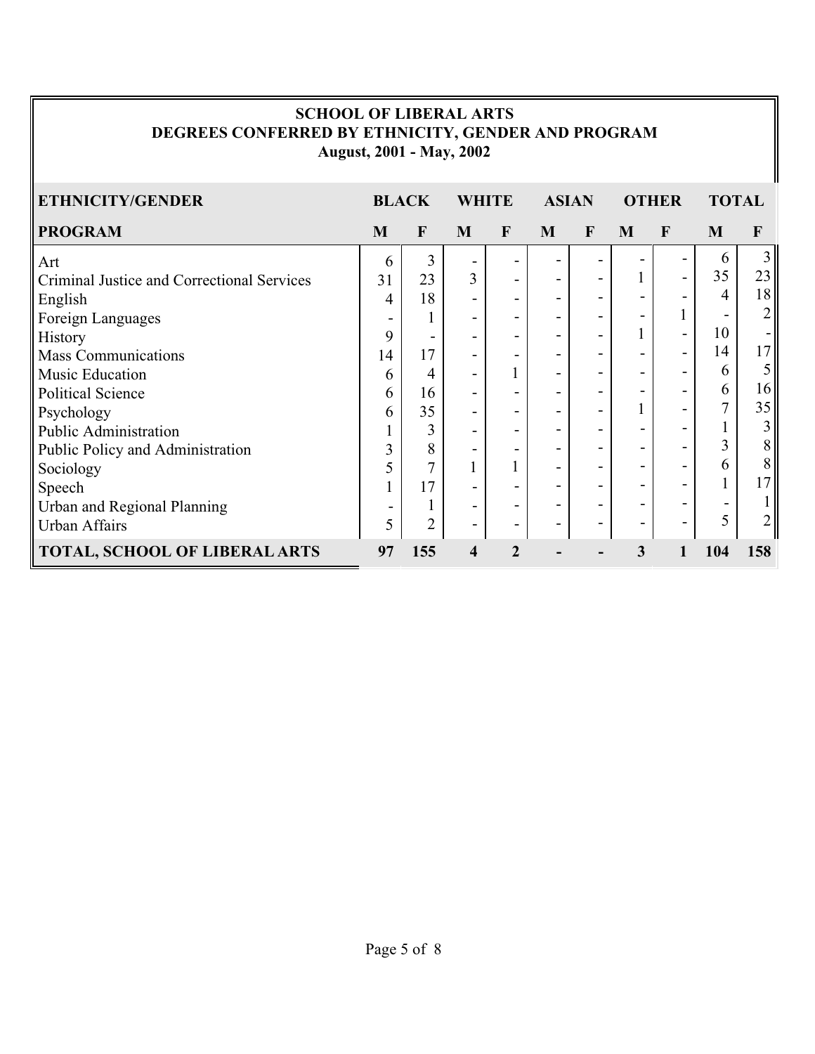# SCHOOL OF LIBERAL ARTS
## DEGREES CONFERRED BY ETHNICITY, GENDER AND PROGRAM
### August, 2001 - May, 2002

| ETHNICITY/GENDER | BLACK | | WHITE | | ASIAN | | OTHER | | TOTAL | |
|---|---|---|---|---|---|---|---|---|---|---|
| **PROGRAM** | **M** | **F** | **M** | **F** | **M** | **F** | **M** | **F** | **M** | **F** |
| Art | 6 | 3 | - | - | - | - | - | - | 6 | 3 |
| Criminal Justice and Correctional Services | 31 | 23 | 3 | - | - | - | 1 | - | 35 | 23 |
| English | 4 | 18 | - | - | - | - | - | - | 4 | 18 |
| Foreign Languages | - | 1 | - | - | - | - | - | 1 | - | 2 |
| History | 9 | - | - | - | - | - | 1 | - | 10 | - |
| Mass Communications | 14 | 17 | - | - | - | - | - | - | 14 | 17 |
| Music Education | 6 | 4 | - | 1 | - | - | - | - | 6 | 5 |
| Political Science | 6 | 16 | - | - | - | - | - | - | 6 | 16 |
| Psychology | 6 | 35 | - | - | - | - | 1 | - | 7 | 35 |
| Public Administration | 1 | 3 | - | - | - | - | - | - | 1 | 3 |
| Public Policy and Administration | 3 | 8 | - | - | - | - | - | - | 3 | 8 |
| Sociology | 5 | 7 | 1 | 1 | - | - | - | - | 6 | 8 |
| Speech | 1 | 17 | - | - | - | - | - | - | 1 | 17 |
| Urban and Regional Planning | - | 1 | - | - | - | - | - | - | - | 1 |
| Urban Affairs | 5 | 2 | - | - | - | - | - | - | 5 | 2 |
| **TOTAL, SCHOOL OF LIBERAL ARTS** | **97** | **155** | **4** | **2** | **-** | **-** | **3** | **1** | **104** | **158** |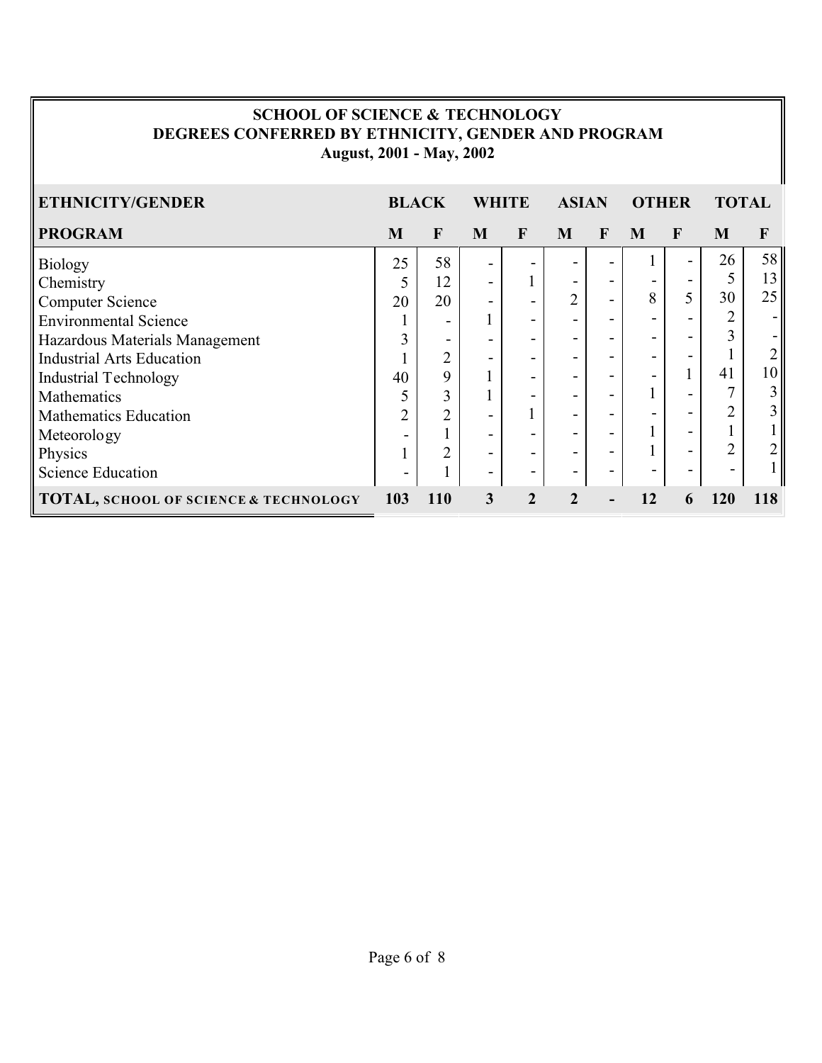## SCHOOL OF SCIENCE & TECHNOLOGY
## DEGREES CONFERRED BY ETHNICITY, GENDER AND PROGRAM
**August, 2001 - May, 2002**

| ETHNICITY/GENDER | BLACK | | WHITE | | ASIAN | | OTHER | | TOTAL | |
|---|---|---|---|---|---|---|---|---|---|---|
| **PROGRAM** | **M** | **F** | **M** | **F** | **M** | **F** | **M** | **F** | **M** | **F** |
| Biology | 25 | 58 | - | - | - | - | 1 | - | 26 | 58 |
| Chemistry | 5 | 12 | - | 1 | - | - | - | - | 5 | 13 |
| Computer Science | 20 | 20 | - | - | 2 | - | 8 | 5 | 30 | 25 |
| Environmental Science | 1 | - | 1 | - | - | - | - | - | 2 | - |
| Hazardous Materials Management | 3 | - | - | - | - | - | - | - | 3 | - |
| Industrial Arts Education | 1 | 2 | - | - | - | - | - | - | 1 | 2 |
| Industrial Technology | 40 | 9 | 1 | - | - | - | - | 1 | 41 | 10 |
| Mathematics | 5 | 3 | 1 | - | - | - | 1 | - | 7 | 3 |
| Mathematics Education | 2 | 2 | - | 1 | - | - | - | - | 2 | 3 |
| Meteorology | - | 1 | - | - | - | - | 1 | - | 1 | 1 |
| Physics | 1 | 2 | - | - | - | - | 1 | - | 2 | 2 |
| Science Education | - | 1 | - | - | - | - | - | - | - | 1 |
| **TOTAL, SCHOOL OF SCIENCE & TECHNOLOGY** | **103** | **110** | **3** | **2** | **2** | **-** | **12** | **6** | **120** | **118** |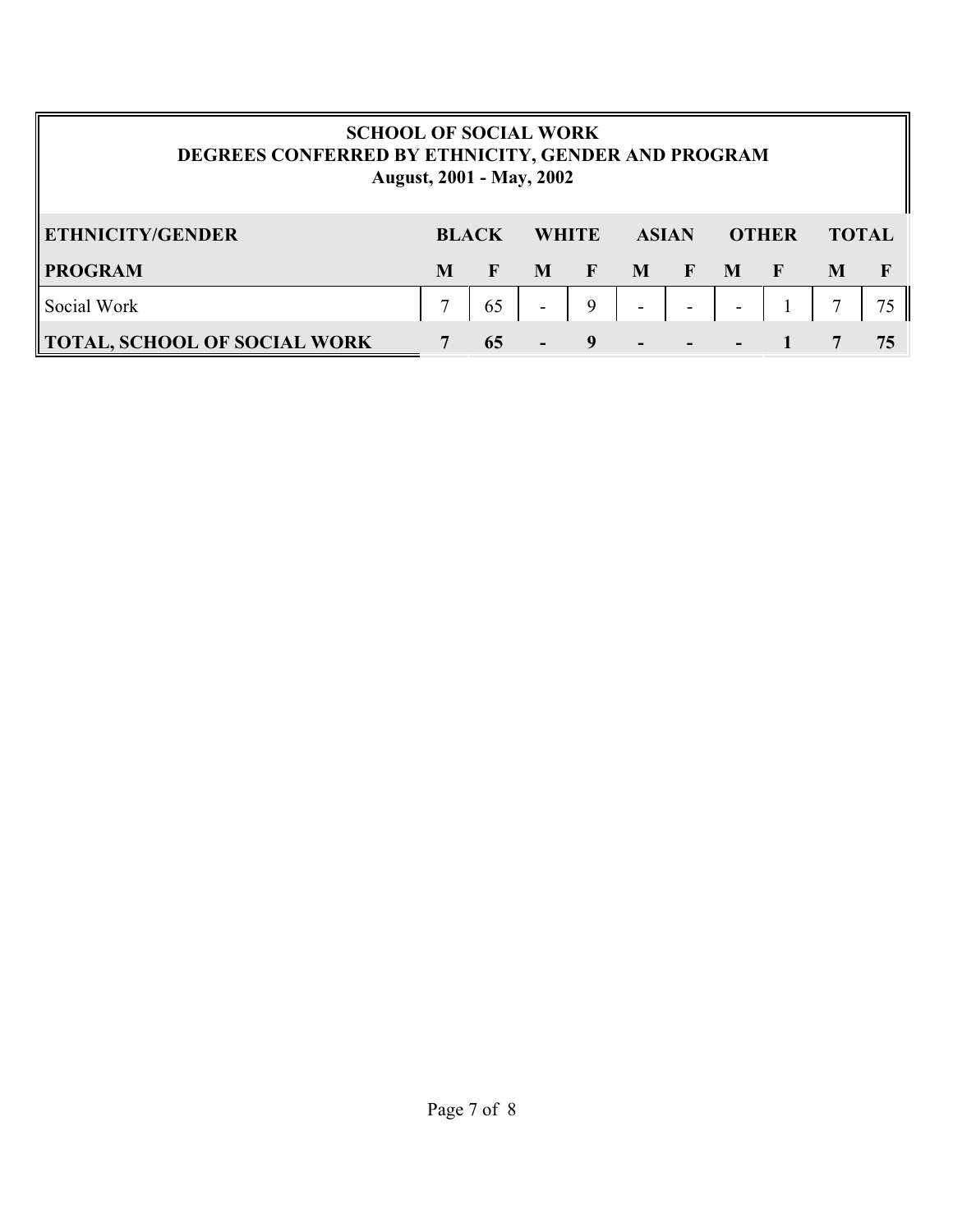## SCHOOL OF SOCIAL WORK
## DEGREES CONFERRED BY ETHNICITY, GENDER AND PROGRAM
### August, 2001 - May, 2002

| ETHNICITY/GENDER | BLACK | | WHITE | | ASIAN | | OTHER | | TOTAL | |
|---|---|---|---|---|---|---|---|---|---|---|
| **PROGRAM** | **M** | **F** | **M** | **F** | **M** | **F** | **M** | **F** | **M** | **F** |
| Social Work | 7 | 65 | - | 9 | - | - | - | 1 | 7 | 75 |
| **TOTAL, SCHOOL OF SOCIAL WORK** | **7** | **65** | **-** | **9** | **-** | **-** | **-** | **1** | **7** | **75** |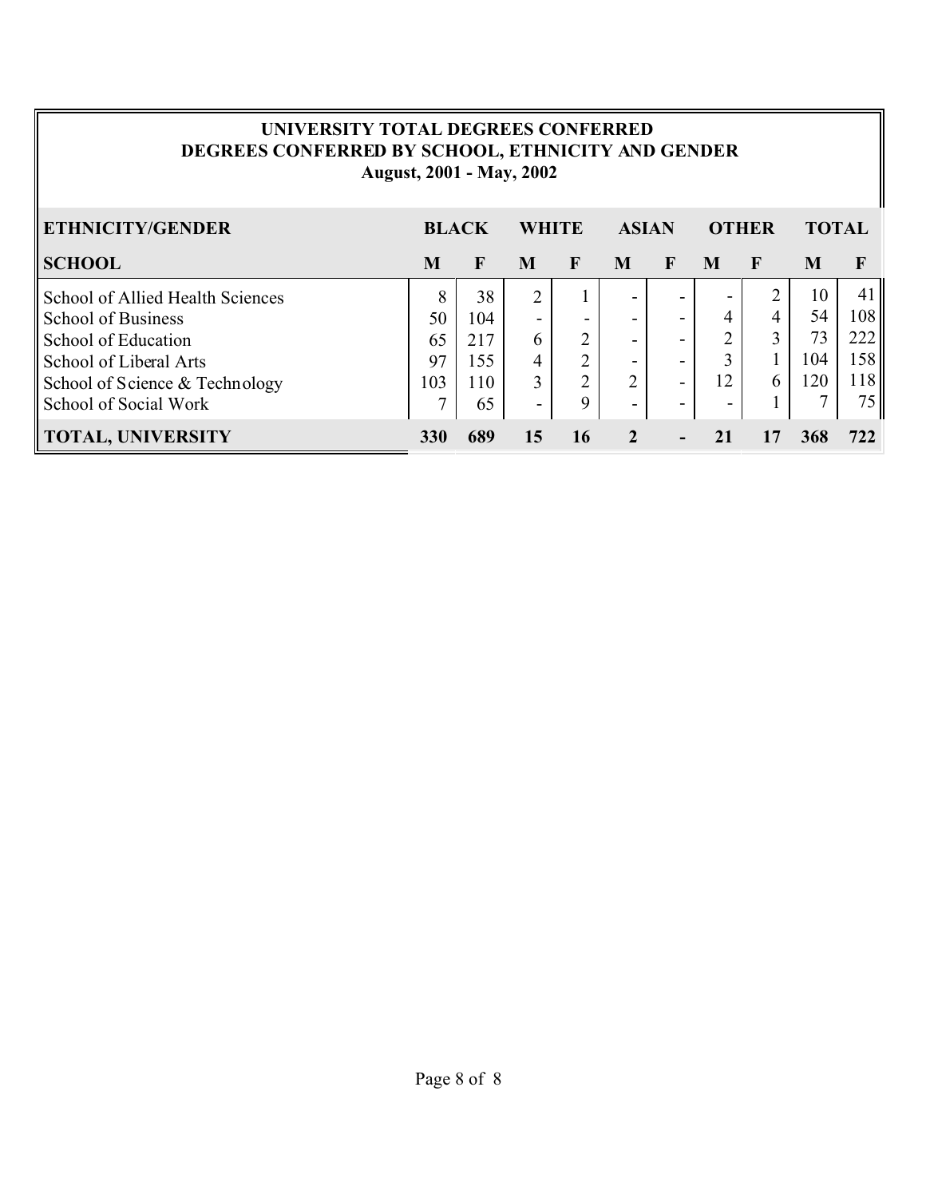**UNIVERSITY TOTAL DEGREES CONFERRED**
**DEGREES CONFERRED BY SCHOOL, ETHNICITY AND GENDER**
**August, 2001 - May, 2002**

| ETHNICITY/GENDER | BLACK | | WHITE | | ASIAN | | OTHER | | TOTAL | |
|---|---|---|---|---|---|---|---|---|---|---|
| **SCHOOL** | **M** | **F** | **M** | **F** | **M** | **F** | **M** | **F** | **M** | **F** |
| School of Allied Health Sciences | 8 | 38 | 2 | 1 | - | - | - | 2 | 10 | 41 |
| School of Business | 50 | 104 | - | - | - | - | 4 | 4 | 54 | 108 |
| School of Education | 65 | 217 | 6 | 2 | - | - | 2 | 3 | 73 | 222 |
| School of Liberal Arts | 97 | 155 | 4 | 2 | - | - | 3 | 1 | 104 | 158 |
| School of Science & Technology | 103 | 110 | 3 | 2 | 2 | - | 12 | 6 | 120 | 118 |
| School of Social Work | 7 | 65 | - | 9 | - | - | - | 1 | 7 | 75 |
| **TOTAL, UNIVERSITY** | **330** | **689** | **15** | **16** | **2** | **-** | **21** | **17** | **368** | **722** |